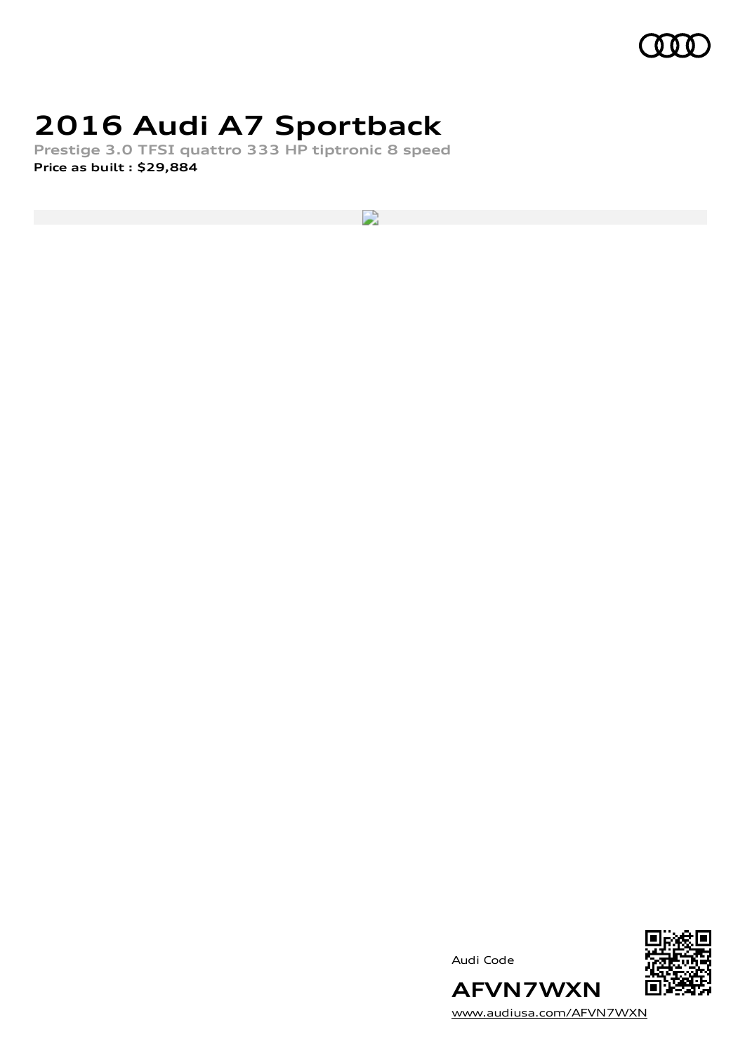# 2016 Audi A7 Sportback

Prestige 3.0 TFSI quattro 333 HP tiptronic 8 speed

**Price as built : $29,884**

Audi Code

**AFVN7WXN**

www.audiusa.com/AFVN7WXN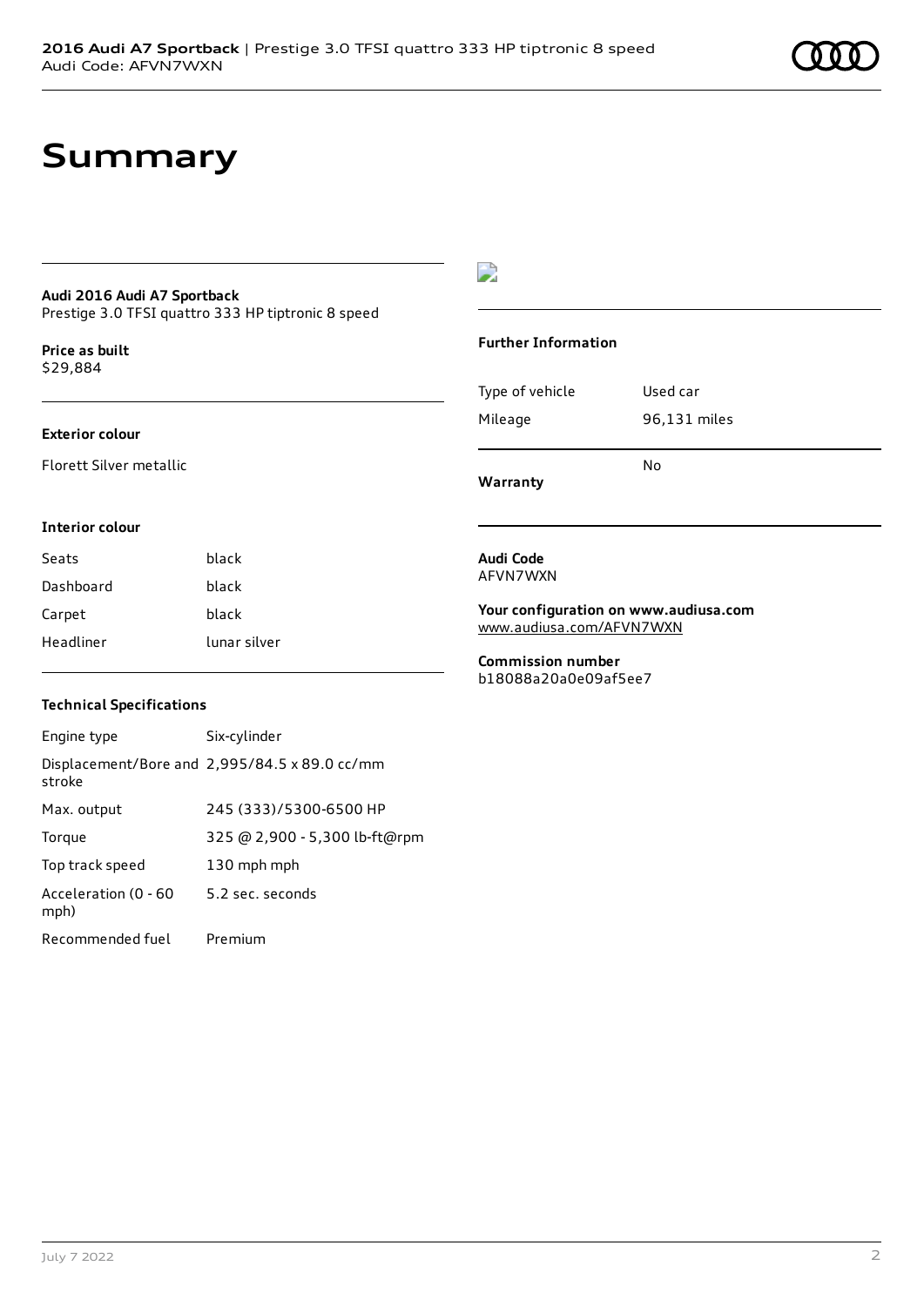# Summary

**Audi 2016 Audi A7 Sportback**
Prestige 3.0 TFSI quattro 333 HP tiptronic 8 speed

**Price as built**
$29,884

**Exterior colour**

Florett Silver metallic

**Interior colour**

| | |
|---|---|
| Seats | black |
| Dashboard | black |
| Carpet | black |
| Headliner | lunar silver |

**Technical Specifications**

| | |
|---|---|
| Engine type | Six-cylinder |
| Displacement/Bore and stroke | 2,995/84.5 x 89.0 cc/mm |
| Max. output | 245 (333)/5300-6500 HP |
| Torque | 325 @ 2,900 - 5,300 lb-ft@rpm |
| Top track speed | 130 mph mph |
| Acceleration (0 - 60 mph) | 5.2 sec. seconds |
| Recommended fuel | Premium |

**Further Information**

| | |
|---|---|
| Type of vehicle | Used car |
| Mileage | 96,131 miles |
| **Warranty** | No |

**Audi Code**
AFVN7WXN

**Your configuration on www.audiusa.com**
www.audiusa.com/AFVN7WXN

**Commission number**
b18088a20a0e09af5ee7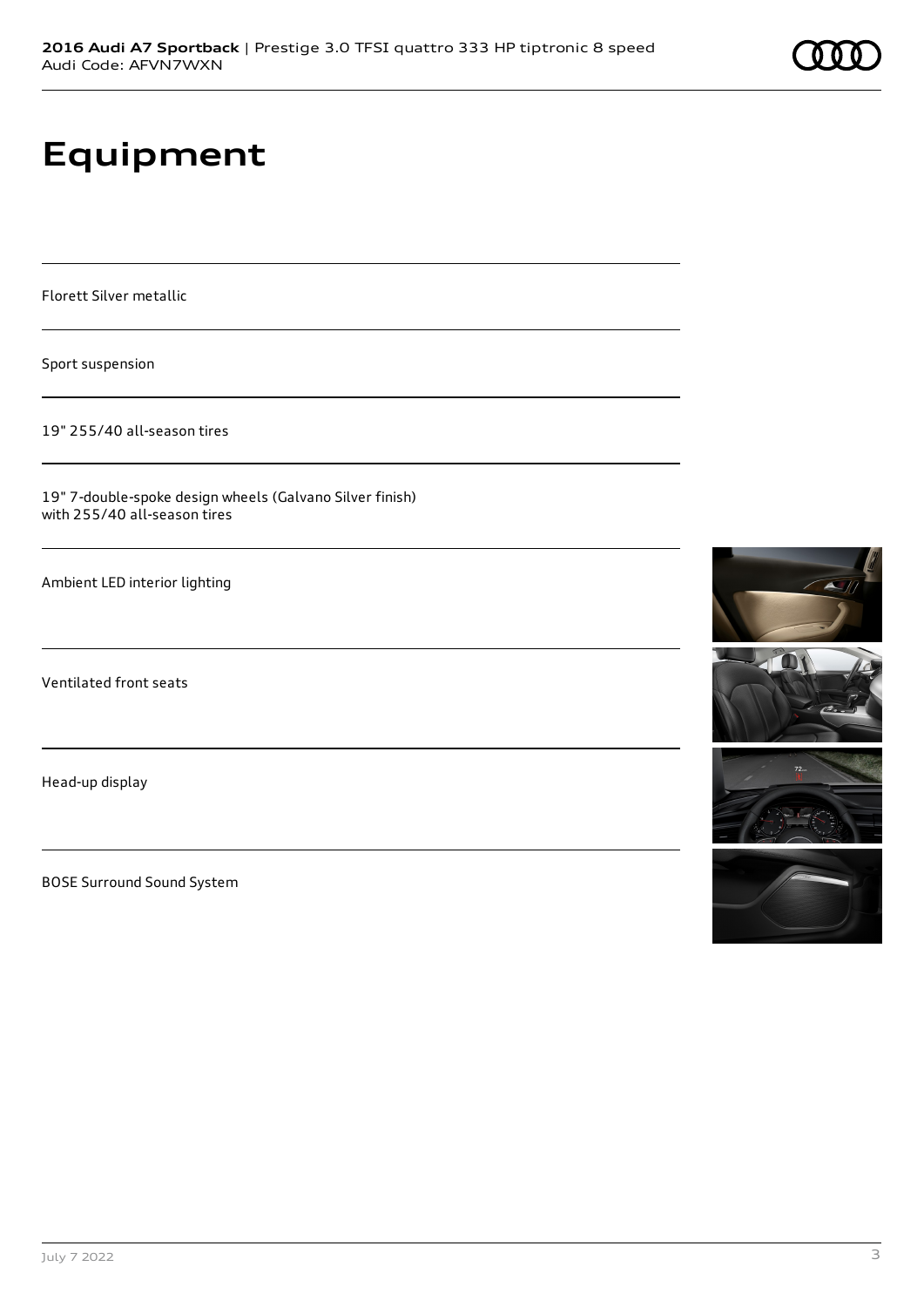# Equipment

Florett Silver metallic

Sport suspension

19" 255/40 all-season tires

19" 7-double-spoke design wheels (Galvano Silver finish) with 255/40 all-season tires

Ambient LED interior lighting

Ventilated front seats

Head-up display

BOSE Surround Sound System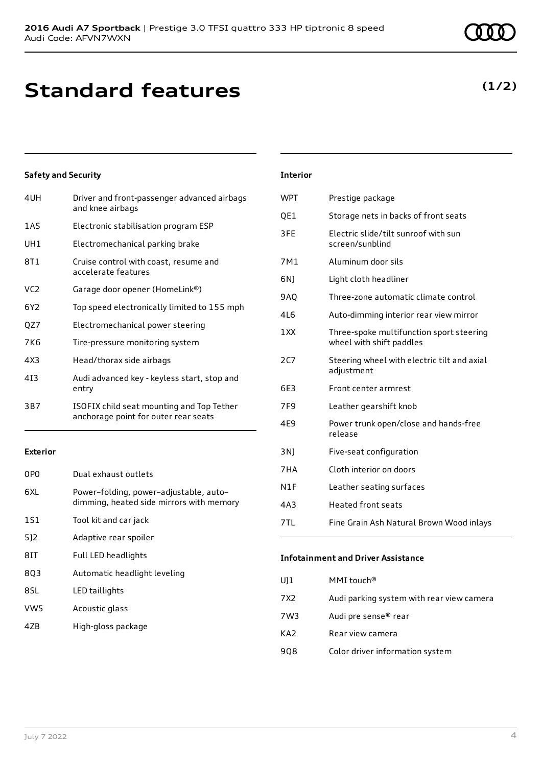# Standard features

**(1/2)**

### Safety and Security

| | |
|---|---|
| 4UH | Driver and front-passenger advanced airbags and knee airbags |
| 1AS | Electronic stabilisation program ESP |
| UH1 | Electromechanical parking brake |
| 8T1 | Cruise control with coast, resume and accelerate features |
| VC2 | Garage door opener (HomeLink®) |
| 6Y2 | Top speed electronically limited to 155 mph |
| QZ7 | Electromechanical power steering |
| 7K6 | Tire-pressure monitoring system |
| 4X3 | Head/thorax side airbags |
| 4I3 | Audi advanced key - keyless start, stop and entry |
| 3B7 | ISOFIX child seat mounting and Top Tether anchorage point for outer rear seats |

### Exterior

| | |
|---|---|
| 0P0 | Dual exhaust outlets |
| 6XL | Power–folding, power–adjustable, auto–dimming, heated side mirrors with memory |
| 1S1 | Tool kit and car jack |
| 5J2 | Adaptive rear spoiler |
| 8IT | Full LED headlights |
| 8Q3 | Automatic headlight leveling |
| 8SL | LED taillights |
| VW5 | Acoustic glass |
| 4ZB | High-gloss package |

### Interior

| | |
|---|---|
| WPT | Prestige package |
| QE1 | Storage nets in backs of front seats |
| 3FE | Electric slide/tilt sunroof with sun screen/sunblind |
| 7M1 | Aluminum door sils |
| 6NJ | Light cloth headliner |
| 9AQ | Three-zone automatic climate control |
| 4L6 | Auto-dimming interior rear view mirror |
| 1XX | Three-spoke multifunction sport steering wheel with shift paddles |
| 2C7 | Steering wheel with electric tilt and axial adjustment |
| 6E3 | Front center armrest |
| 7F9 | Leather gearshift knob |
| 4E9 | Power trunk open/close and hands-free release |
| 3NJ | Five-seat configuration |
| 7HA | Cloth interior on doors |
| N1F | Leather seating surfaces |
| 4A3 | Heated front seats |
| 7TL | Fine Grain Ash Natural Brown Wood inlays |

### Infotainment and Driver Assistance

| | |
|---|---|
| UJ1 | MMI touch® |
| 7X2 | Audi parking system with rear view camera |
| 7W3 | Audi pre sense® rear |
| KA2 | Rear view camera |
| 9Q8 | Color driver information system |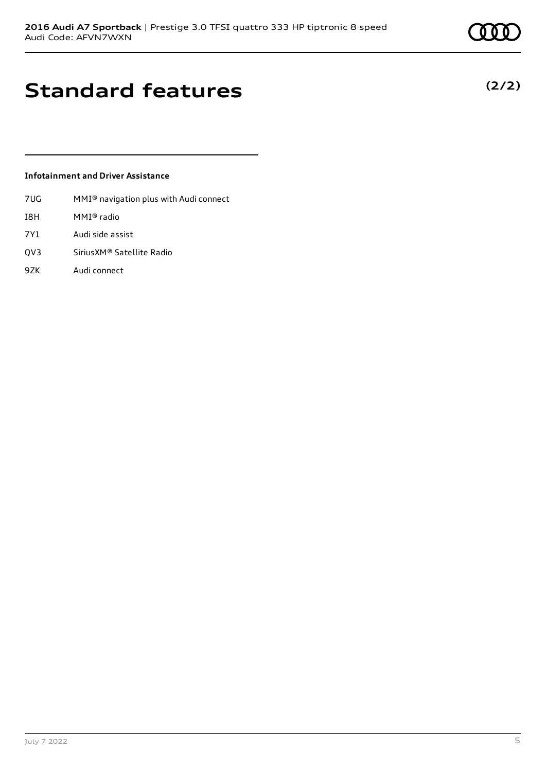# Standard features

**(2/2)**

### Infotainment and Driver Assistance

| | |
|---|---|
| 7UG | MMI® navigation plus with Audi connect |
| I8H | MMI® radio |
| 7Y1 | Audi side assist |
| QV3 | SiriusXM® Satellite Radio |
| 9ZK | Audi connect |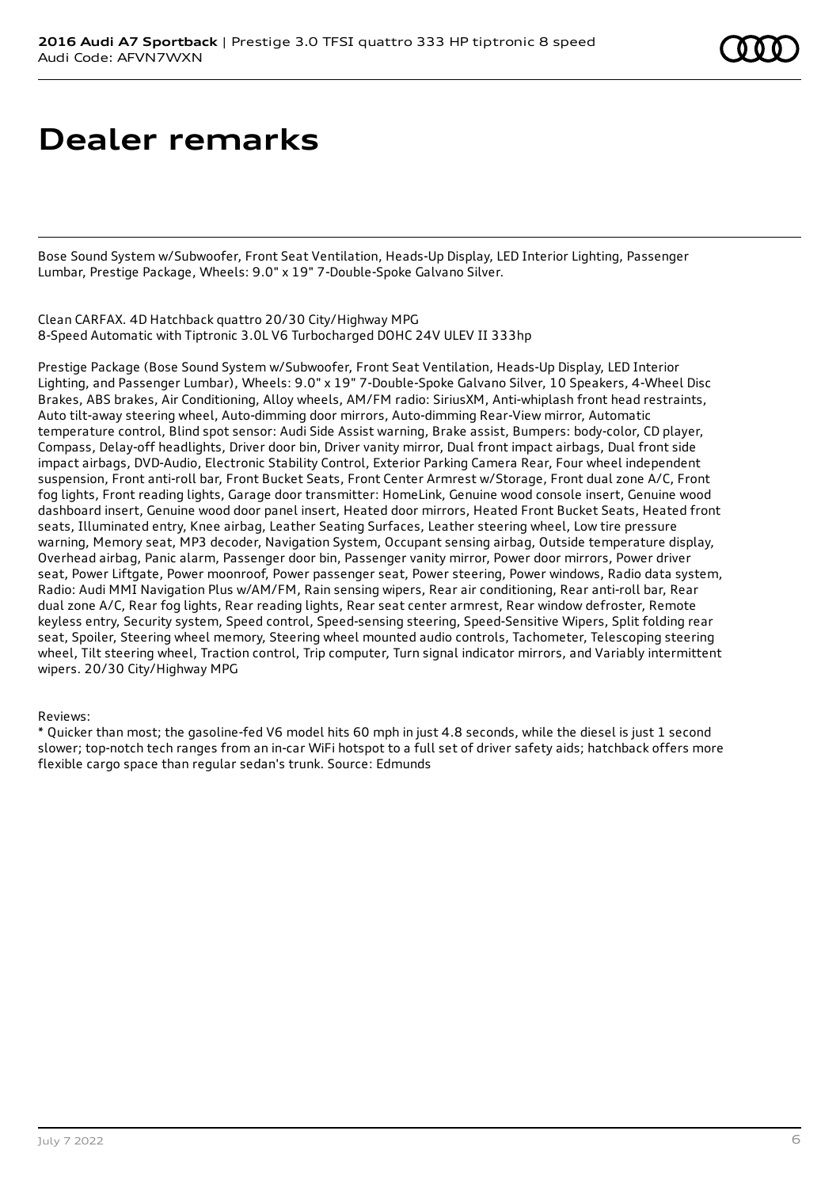# Dealer remarks

Bose Sound System w/Subwoofer, Front Seat Ventilation, Heads-Up Display, LED Interior Lighting, Passenger Lumbar, Prestige Package, Wheels: 9.0" x 19" 7-Double-Spoke Galvano Silver.

Clean CARFAX. 4D Hatchback quattro 20/30 City/Highway MPG
8-Speed Automatic with Tiptronic 3.0L V6 Turbocharged DOHC 24V ULEV II 333hp

Prestige Package (Bose Sound System w/Subwoofer, Front Seat Ventilation, Heads-Up Display, LED Interior Lighting, and Passenger Lumbar), Wheels: 9.0" x 19" 7-Double-Spoke Galvano Silver, 10 Speakers, 4-Wheel Disc Brakes, ABS brakes, Air Conditioning, Alloy wheels, AM/FM radio: SiriusXM, Anti-whiplash front head restraints, Auto tilt-away steering wheel, Auto-dimming door mirrors, Auto-dimming Rear-View mirror, Automatic temperature control, Blind spot sensor: Audi Side Assist warning, Brake assist, Bumpers: body-color, CD player, Compass, Delay-off headlights, Driver door bin, Driver vanity mirror, Dual front impact airbags, Dual front side impact airbags, DVD-Audio, Electronic Stability Control, Exterior Parking Camera Rear, Four wheel independent suspension, Front anti-roll bar, Front Bucket Seats, Front Center Armrest w/Storage, Front dual zone A/C, Front fog lights, Front reading lights, Garage door transmitter: HomeLink, Genuine wood console insert, Genuine wood dashboard insert, Genuine wood door panel insert, Heated door mirrors, Heated Front Bucket Seats, Heated front seats, Illuminated entry, Knee airbag, Leather Seating Surfaces, Leather steering wheel, Low tire pressure warning, Memory seat, MP3 decoder, Navigation System, Occupant sensing airbag, Outside temperature display, Overhead airbag, Panic alarm, Passenger door bin, Passenger vanity mirror, Power door mirrors, Power driver seat, Power Liftgate, Power moonroof, Power passenger seat, Power steering, Power windows, Radio data system, Radio: Audi MMI Navigation Plus w/AM/FM, Rain sensing wipers, Rear air conditioning, Rear anti-roll bar, Rear dual zone A/C, Rear fog lights, Rear reading lights, Rear seat center armrest, Rear window defroster, Remote keyless entry, Security system, Speed control, Speed-sensing steering, Speed-Sensitive Wipers, Split folding rear seat, Spoiler, Steering wheel memory, Steering wheel mounted audio controls, Tachometer, Telescoping steering wheel, Tilt steering wheel, Traction control, Trip computer, Turn signal indicator mirrors, and Variably intermittent wipers. 20/30 City/Highway MPG

Reviews:
* Quicker than most; the gasoline-fed V6 model hits 60 mph in just 4.8 seconds, while the diesel is just 1 second slower; top-notch tech ranges from an in-car WiFi hotspot to a full set of driver safety aids; hatchback offers more flexible cargo space than regular sedan's trunk. Source: Edmunds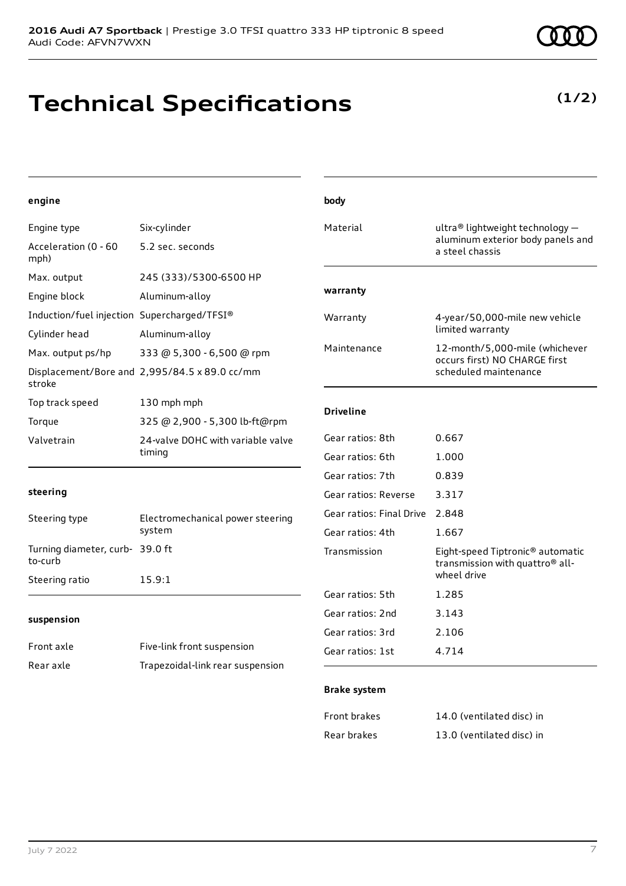**2016 Audi A7 Sportback** | Prestige 3.0 TFSI quattro 333 HP tiptronic 8 speed
Audi Code: AFVN7WXN

# Technical Specifications

**(1/2)**

### engine

| | |
|---|---|
| Engine type | Six-cylinder |
| Acceleration (0 - 60 mph) | 5.2 sec. seconds |
| Max. output | 245 (333)/5300-6500 HP |
| Engine block | Aluminum-alloy |
| Induction/fuel injection | Supercharged/TFSI® |
| Cylinder head | Aluminum-alloy |
| Max. output ps/hp | 333 @ 5,300 - 6,500 @ rpm |
| Displacement/Bore and stroke | 2,995/84.5 x 89.0 cc/mm |
| Top track speed | 130 mph mph |
| Torque | 325 @ 2,900 - 5,300 lb-ft@rpm |
| Valvetrain | 24-valve DOHC with variable valve timing |

### steering

| | |
|---|---|
| Steering type | Electromechanical power steering system |
| Turning diameter, curb-to-curb | 39.0 ft |
| Steering ratio | 15.9:1 |

### suspension

| | |
|---|---|
| Front axle | Five-link front suspension |
| Rear axle | Trapezoidal-link rear suspension |

### body

| | |
|---|---|
| Material | ultra® lightweight technology — aluminum exterior body panels and a steel chassis |

### warranty

| | |
|---|---|
| Warranty | 4-year/50,000-mile new vehicle limited warranty |
| Maintenance | 12-month/5,000-mile (whichever occurs first) NO CHARGE first scheduled maintenance |

### Driveline

| | |
|---|---|
| Gear ratios: 8th | 0.667 |
| Gear ratios: 6th | 1.000 |
| Gear ratios: 7th | 0.839 |
| Gear ratios: Reverse | 3.317 |
| Gear ratios: Final Drive | 2.848 |
| Gear ratios: 4th | 1.667 |
| Transmission | Eight-speed Tiptronic® automatic transmission with quattro® all-wheel drive |
| Gear ratios: 5th | 1.285 |
| Gear ratios: 2nd | 3.143 |
| Gear ratios: 3rd | 2.106 |
| Gear ratios: 1st | 4.714 |

### Brake system

| | |
|---|---|
| Front brakes | 14.0 (ventilated disc) in |
| Rear brakes | 13.0 (ventilated disc) in |

July 7 2022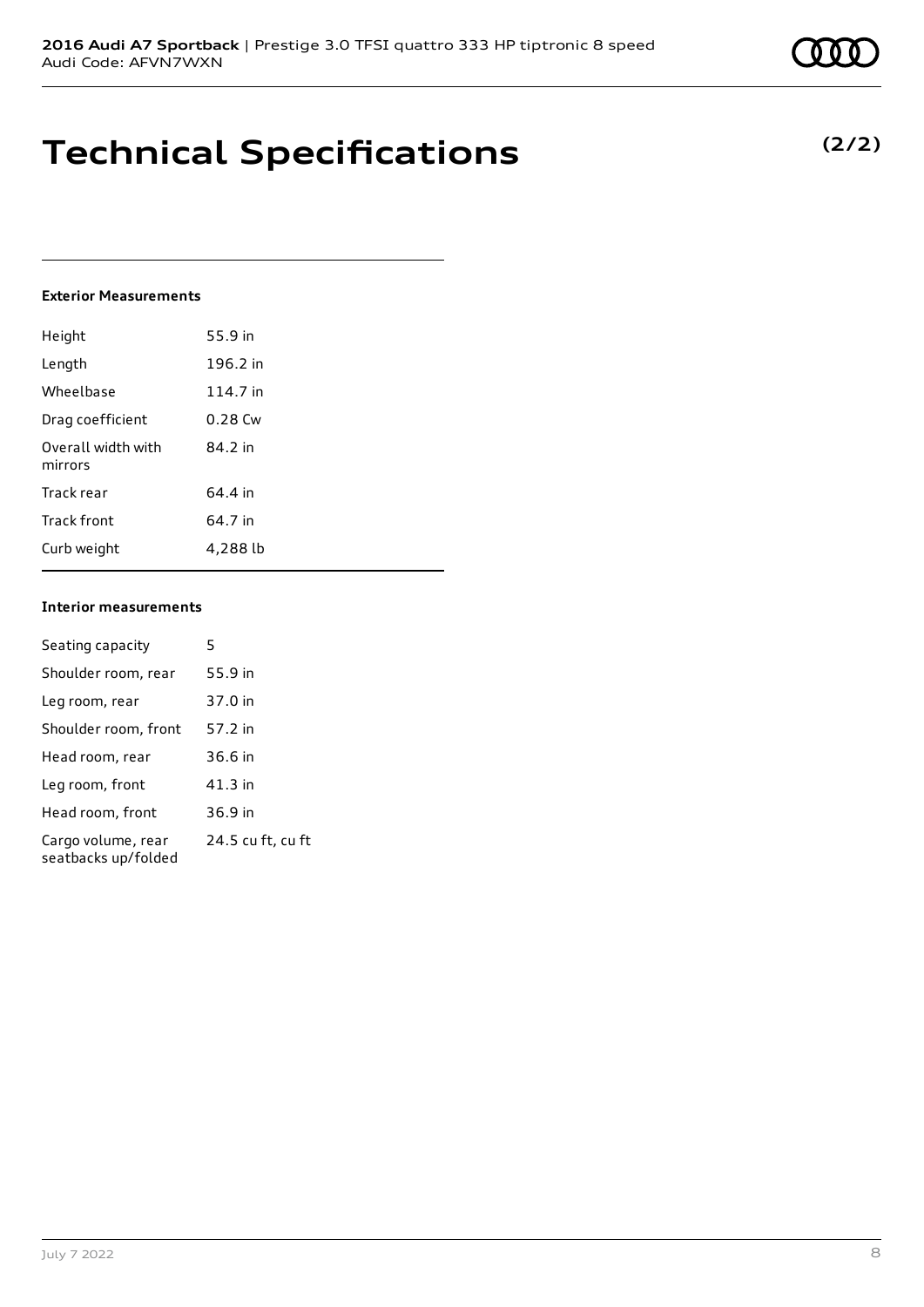# Technical Specifications

**(2/2)**

#### Exterior Measurements

| | |
|---|---|
| Height | 55.9 in |
| Length | 196.2 in |
| Wheelbase | 114.7 in |
| Drag coefficient | 0.28 Cw |
| Overall width with mirrors | 84.2 in |
| Track rear | 64.4 in |
| Track front | 64.7 in |
| Curb weight | 4,288 lb |

#### Interior measurements

| | |
|---|---|
| Seating capacity | 5 |
| Shoulder room, rear | 55.9 in |
| Leg room, rear | 37.0 in |
| Shoulder room, front | 57.2 in |
| Head room, rear | 36.6 in |
| Leg room, front | 41.3 in |
| Head room, front | 36.9 in |
| Cargo volume, rear seatbacks up/folded | 24.5 cu ft, cu ft |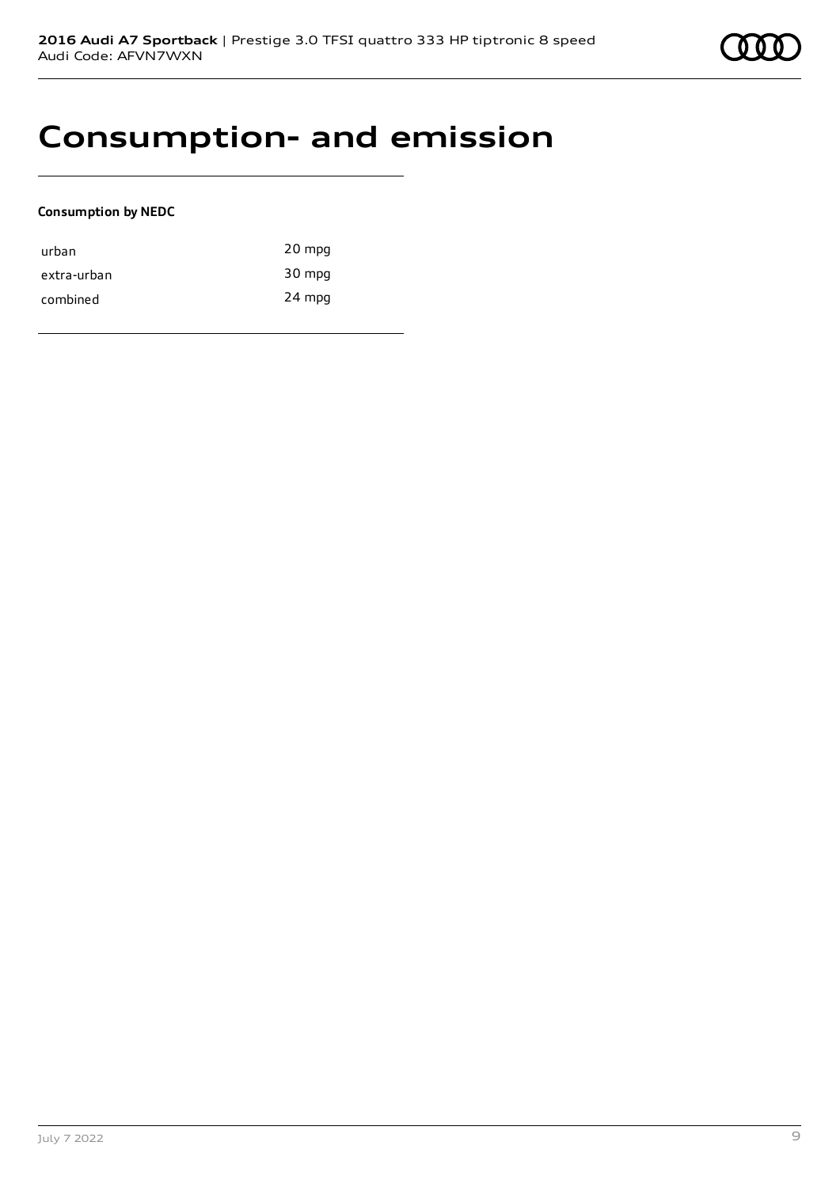# Consumption- and emission

**Consumption by NEDC**

| | |
|---|---|
| urban | 20 mpg |
| extra-urban | 30 mpg |
| combined | 24 mpg |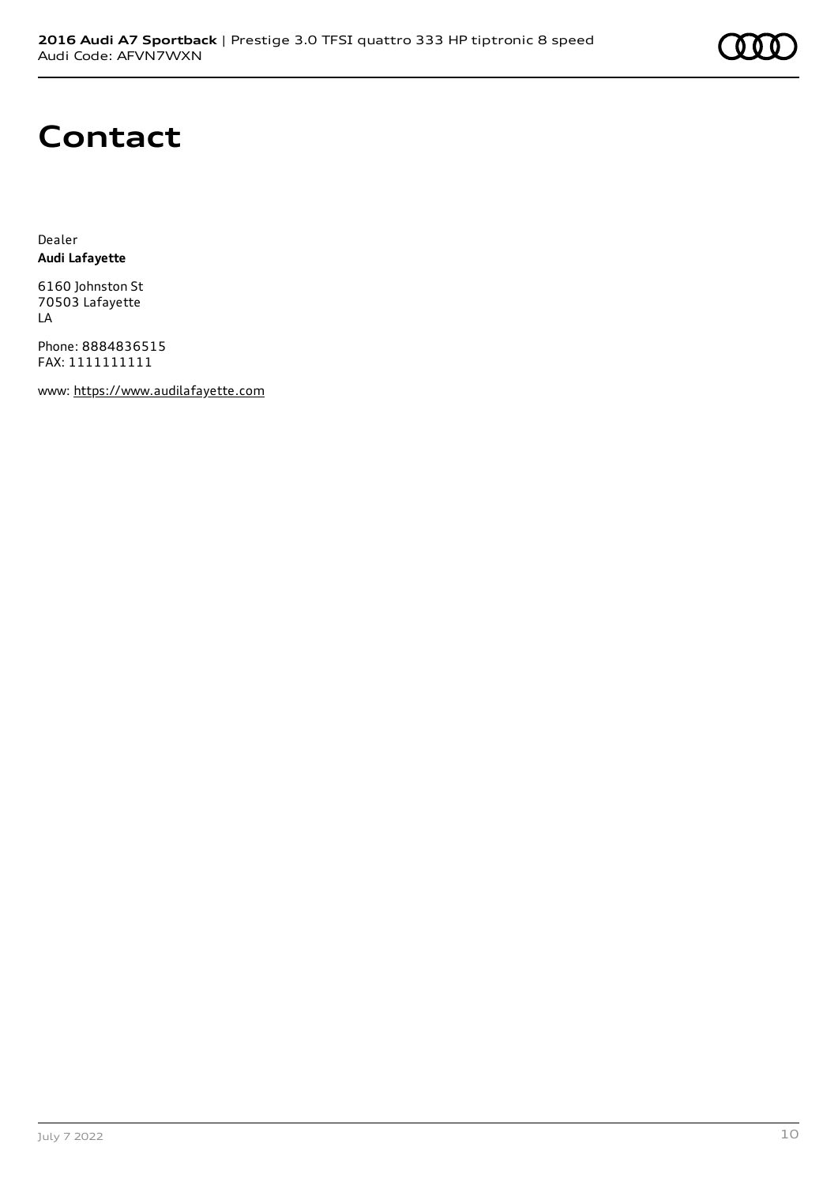# Contact

Dealer
**Audi Lafayette**

6160 Johnston St
70503 Lafayette
LA

Phone: 8884836515
FAX: 1111111111

www: https://www.audilafayette.com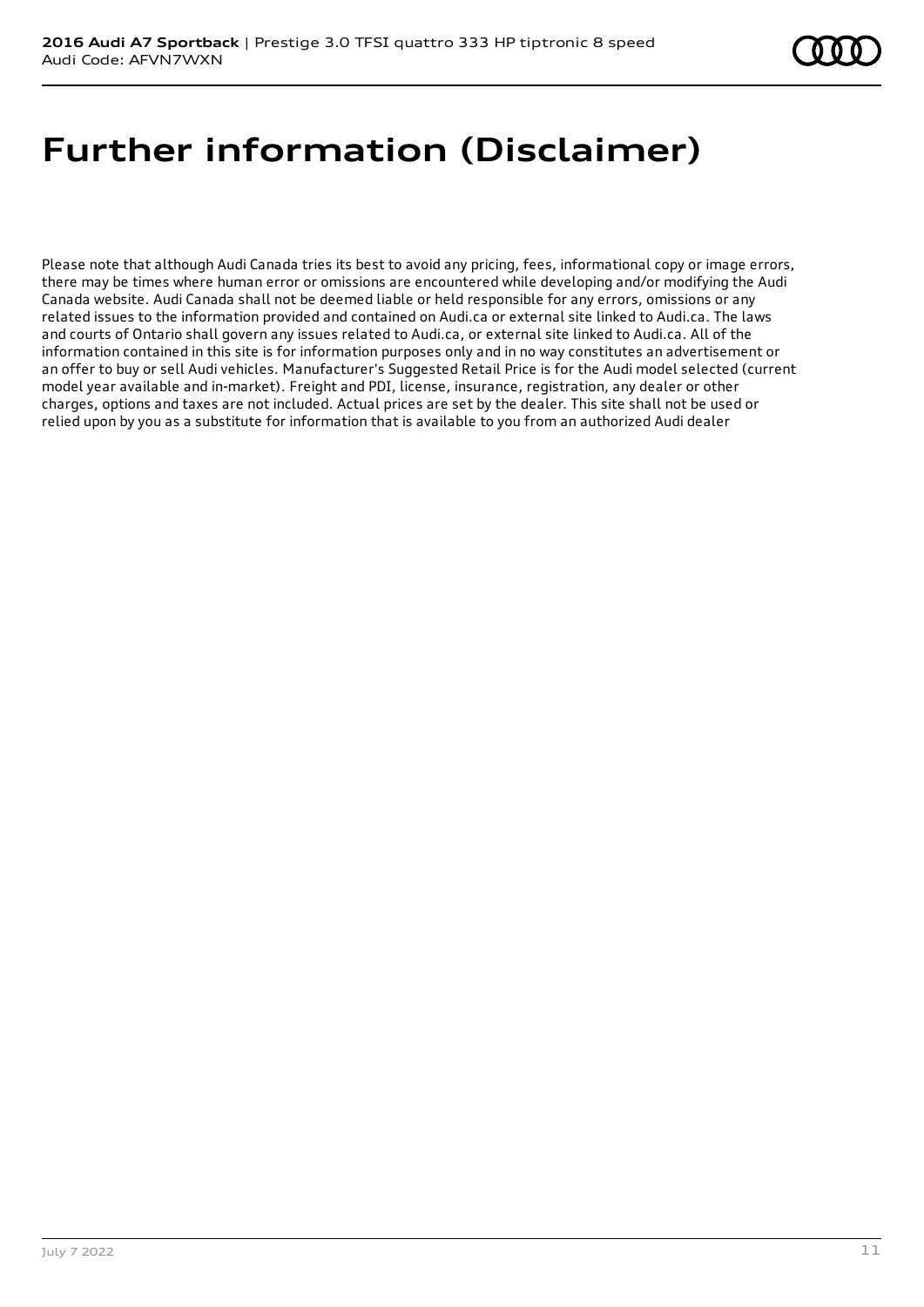# Further information (Disclaimer)

Please note that although Audi Canada tries its best to avoid any pricing, fees, informational copy or image errors, there may be times where human error or omissions are encountered while developing and/or modifying the Audi Canada website. Audi Canada shall not be deemed liable or held responsible for any errors, omissions or any related issues to the information provided and contained on Audi.ca or external site linked to Audi.ca. The laws and courts of Ontario shall govern any issues related to Audi.ca, or external site linked to Audi.ca. All of the information contained in this site is for information purposes only and in no way constitutes an advertisement or an offer to buy or sell Audi vehicles. Manufacturer's Suggested Retail Price is for the Audi model selected (current model year available and in-market). Freight and PDI, license, insurance, registration, any dealer or other charges, options and taxes are not included. Actual prices are set by the dealer. This site shall not be used or relied upon by you as a substitute for information that is available to you from an authorized Audi dealer